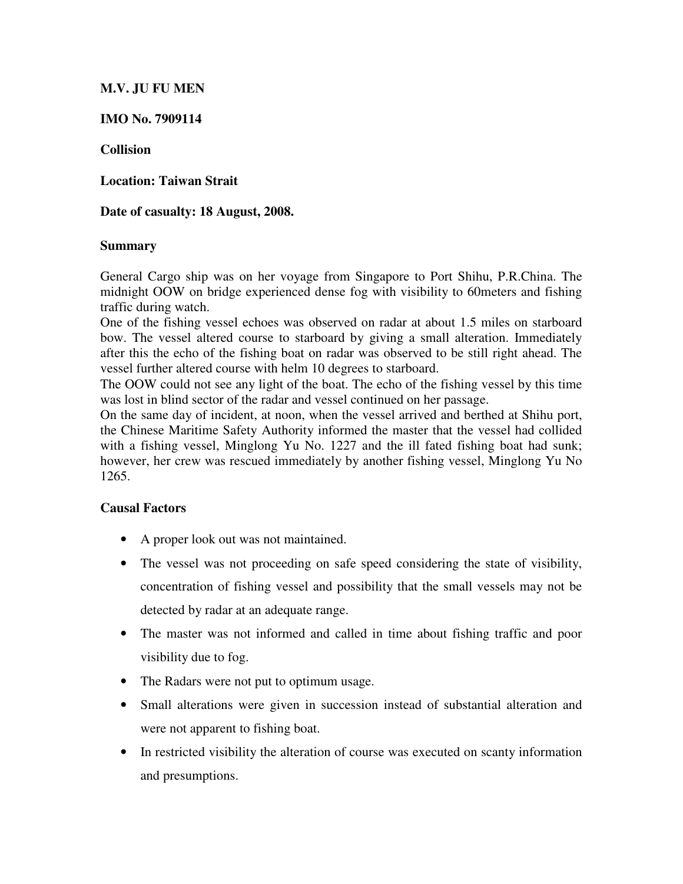**M.V. JU FU MEN**

**IMO No. 7909114**

**Collision**

**Location: Taiwan Strait**

**Date of casualty: 18 August, 2008.**

**Summary**

General Cargo ship was on her voyage from Singapore to Port Shihu, P.R.China. The midnight OOW on bridge experienced dense fog with visibility to 60meters and fishing traffic during watch.

One of the fishing vessel echoes was observed on radar at about 1.5 miles on starboard bow. The vessel altered course to starboard by giving a small alteration. Immediately after this the echo of the fishing boat on radar was observed to be still right ahead. The vessel further altered course with helm 10 degrees to starboard.

The OOW could not see any light of the boat. The echo of the fishing vessel by this time was lost in blind sector of the radar and vessel continued on her passage.

On the same day of incident, at noon, when the vessel arrived and berthed at Shihu port, the Chinese Maritime Safety Authority informed the master that the vessel had collided with a fishing vessel, Minglong Yu No. 1227 and the ill fated fishing boat had sunk; however, her crew was rescued immediately by another fishing vessel, Minglong Yu No 1265.

**Causal Factors**

- A proper look out was not maintained.
- The vessel was not proceeding on safe speed considering the state of visibility, concentration of fishing vessel and possibility that the small vessels may not be detected by radar at an adequate range.
- The master was not informed and called in time about fishing traffic and poor visibility due to fog.
- The Radars were not put to optimum usage.
- Small alterations were given in succession instead of substantial alteration and were not apparent to fishing boat.
- In restricted visibility the alteration of course was executed on scanty information and presumptions.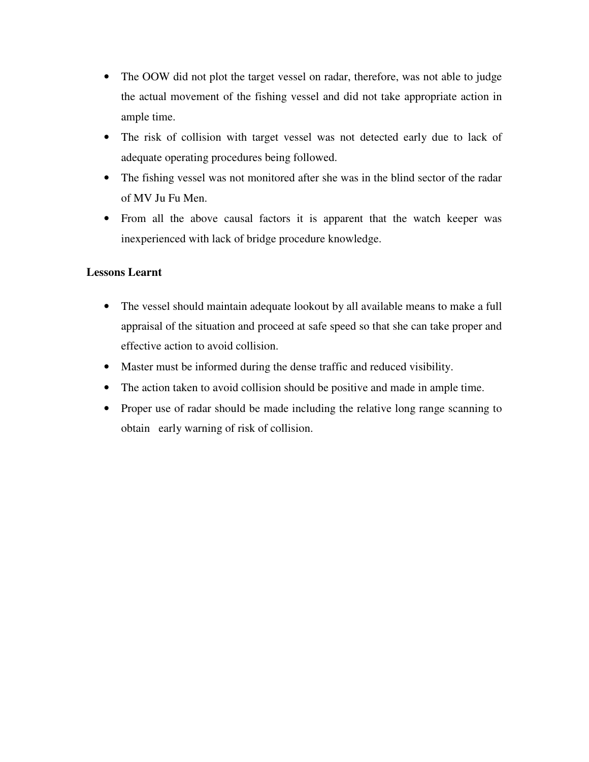- The OOW did not plot the target vessel on radar, therefore, was not able to judge the actual movement of the fishing vessel and did not take appropriate action in ample time.
- The risk of collision with target vessel was not detected early due to lack of adequate operating procedures being followed.
- The fishing vessel was not monitored after she was in the blind sector of the radar of MV Ju Fu Men.
- From all the above causal factors it is apparent that the watch keeper was inexperienced with lack of bridge procedure knowledge.

**Lessons Learnt**

- The vessel should maintain adequate lookout by all available means to make a full appraisal of the situation and proceed at safe speed so that she can take proper and effective action to avoid collision.
- Master must be informed during the dense traffic and reduced visibility.
- The action taken to avoid collision should be positive and made in ample time.
- Proper use of radar should be made including the relative long range scanning to obtain early warning of risk of collision.